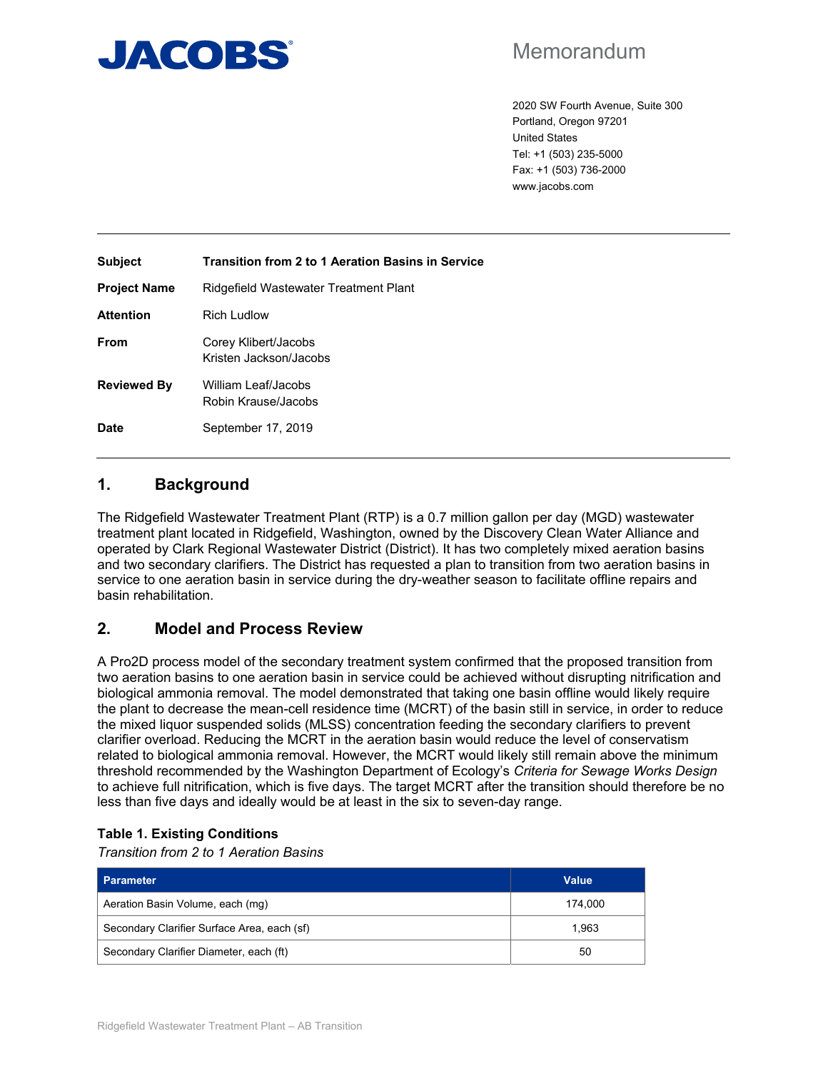**JACOBS**

# Memorandum

2020 SW Fourth Avenue, Suite 300
Portland, Oregon 97201
United States
Tel: +1 (503) 235-5000
Fax: +1 (503) 736-2000
www.jacobs.com

---

| | |
|---|---|
| **Subject** | **Transition from 2 to 1 Aeration Basins in Service** |
| **Project Name** | Ridgefield Wastewater Treatment Plant |
| **Attention** | Rich Ludlow |
| **From** | Corey Klibert/Jacobs<br>Kristen Jackson/Jacobs |
| **Reviewed By** | William Leaf/Jacobs<br>Robin Krause/Jacobs |
| **Date** | September 17, 2019 |

---

## 1. Background

The Ridgefield Wastewater Treatment Plant (RTP) is a 0.7 million gallon per day (MGD) wastewater treatment plant located in Ridgefield, Washington, owned by the Discovery Clean Water Alliance and operated by Clark Regional Wastewater District (District). It has two completely mixed aeration basins and two secondary clarifiers. The District has requested a plan to transition from two aeration basins in service to one aeration basin in service during the dry-weather season to facilitate offline repairs and basin rehabilitation.

## 2. Model and Process Review

A Pro2D process model of the secondary treatment system confirmed that the proposed transition from two aeration basins to one aeration basin in service could be achieved without disrupting nitrification and biological ammonia removal. The model demonstrated that taking one basin offline would likely require the plant to decrease the mean-cell residence time (MCRT) of the basin still in service, in order to reduce the mixed liquor suspended solids (MLSS) concentration feeding the secondary clarifiers to prevent clarifier overload. Reducing the MCRT in the aeration basin would reduce the level of conservatism related to biological ammonia removal. However, the MCRT would likely still remain above the minimum threshold recommended by the Washington Department of Ecology's *Criteria for Sewage Works Design* to achieve full nitrification, which is five days. The target MCRT after the transition should therefore be no less than five days and ideally would be at least in the six to seven-day range.

**Table 1. Existing Conditions**
*Transition from 2 to 1 Aeration Basins*

| Parameter | Value |
|---|---|
| Aeration Basin Volume, each (mg) | 174,000 |
| Secondary Clarifier Surface Area, each (sf) | 1,963 |
| Secondary Clarifier Diameter, each (ft) | 50 |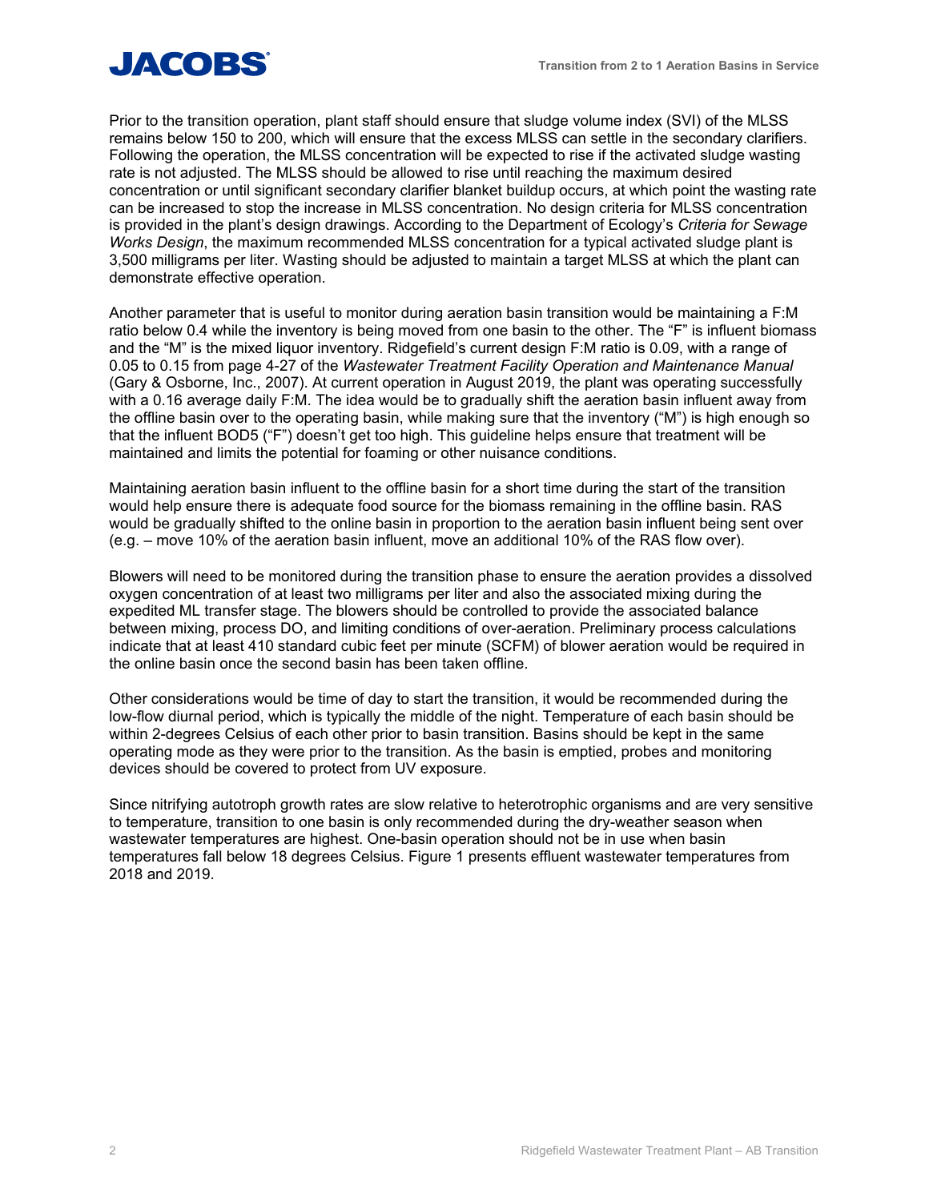Prior to the transition operation, plant staff should ensure that sludge volume index (SVI) of the MLSS remains below 150 to 200, which will ensure that the excess MLSS can settle in the secondary clarifiers. Following the operation, the MLSS concentration will be expected to rise if the activated sludge wasting rate is not adjusted. The MLSS should be allowed to rise until reaching the maximum desired concentration or until significant secondary clarifier blanket buildup occurs, at which point the wasting rate can be increased to stop the increase in MLSS concentration. No design criteria for MLSS concentration is provided in the plant's design drawings. According to the Department of Ecology's *Criteria for Sewage Works Design*, the maximum recommended MLSS concentration for a typical activated sludge plant is 3,500 milligrams per liter. Wasting should be adjusted to maintain a target MLSS at which the plant can demonstrate effective operation.

Another parameter that is useful to monitor during aeration basin transition would be maintaining a F:M ratio below 0.4 while the inventory is being moved from one basin to the other. The "F" is influent biomass and the "M" is the mixed liquor inventory. Ridgefield's current design F:M ratio is 0.09, with a range of 0.05 to 0.15 from page 4-27 of the *Wastewater Treatment Facility Operation and Maintenance Manual* (Gary & Osborne, Inc., 2007). At current operation in August 2019, the plant was operating successfully with a 0.16 average daily F:M. The idea would be to gradually shift the aeration basin influent away from the offline basin over to the operating basin, while making sure that the inventory ("M") is high enough so that the influent BOD5 ("F") doesn't get too high. This guideline helps ensure that treatment will be maintained and limits the potential for foaming or other nuisance conditions.

Maintaining aeration basin influent to the offline basin for a short time during the start of the transition would help ensure there is adequate food source for the biomass remaining in the offline basin. RAS would be gradually shifted to the online basin in proportion to the aeration basin influent being sent over (e.g. – move 10% of the aeration basin influent, move an additional 10% of the RAS flow over).

Blowers will need to be monitored during the transition phase to ensure the aeration provides a dissolved oxygen concentration of at least two milligrams per liter and also the associated mixing during the expedited ML transfer stage. The blowers should be controlled to provide the associated balance between mixing, process DO, and limiting conditions of over-aeration. Preliminary process calculations indicate that at least 410 standard cubic feet per minute (SCFM) of blower aeration would be required in the online basin once the second basin has been taken offline.

Other considerations would be time of day to start the transition, it would be recommended during the low-flow diurnal period, which is typically the middle of the night. Temperature of each basin should be within 2-degrees Celsius of each other prior to basin transition. Basins should be kept in the same operating mode as they were prior to the transition. As the basin is emptied, probes and monitoring devices should be covered to protect from UV exposure.

Since nitrifying autotroph growth rates are slow relative to heterotrophic organisms and are very sensitive to temperature, transition to one basin is only recommended during the dry-weather season when wastewater temperatures are highest. One-basin operation should not be in use when basin temperatures fall below 18 degrees Celsius. Figure 1 presents effluent wastewater temperatures from 2018 and 2019.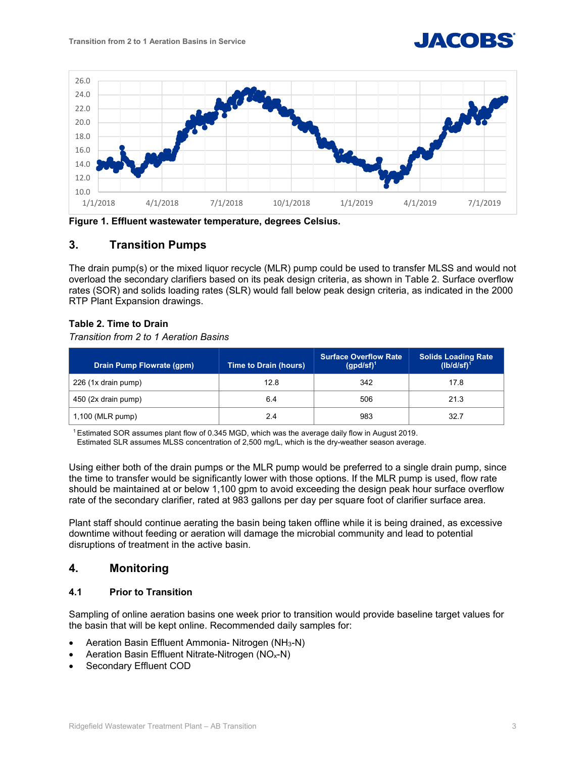Figure 1. Effluent wastewater temperature, degrees Celsius.

## 3. Transition Pumps

The drain pump(s) or the mixed liquor recycle (MLR) pump could be used to transfer MLSS and would not overload the secondary clarifiers based on its peak design criteria, as shown in Table 2. Surface overflow rates (SOR) and solids loading rates (SLR) would fall below peak design criteria, as indicated in the 2000 RTP Plant Expansion drawings.

**Table 2. Time to Drain**

*Transition from 2 to 1 Aeration Basins*

| Drain Pump Flowrate (gpm) | Time to Drain (hours) | Surface Overflow Rate (gpd/sf)[1] | Solids Loading Rate (lb/d/sf)[1] |
|---|---|---|---|
| 226 (1x drain pump) | 12.8 | 342 | 17.8 |
| 450 (2x drain pump) | 6.4 | 506 | 21.3 |
| 1,100 (MLR pump) | 2.4 | 983 | 32.7 |

[1] Estimated SOR assumes plant flow of 0.345 MGD, which was the average daily flow in August 2019. Estimated SLR assumes MLSS concentration of 2,500 mg/L, which is the dry-weather season average.

Using either both of the drain pumps or the MLR pump would be preferred to a single drain pump, since the time to transfer would be significantly lower with those options. If the MLR pump is used, flow rate should be maintained at or below 1,100 gpm to avoid exceeding the design peak hour surface overflow rate of the secondary clarifier, rated at 983 gallons per day per square foot of clarifier surface area.

Plant staff should continue aerating the basin being taken offline while it is being drained, as excessive downtime without feeding or aeration will damage the microbial community and lead to potential disruptions of treatment in the active basin.

## 4. Monitoring

### 4.1 Prior to Transition

Sampling of online aeration basins one week prior to transition would provide baseline target values for the basin that will be kept online. Recommended daily samples for:

- Aeration Basin Effluent Ammonia- Nitrogen ($NH_3$-N)
- Aeration Basin Effluent Nitrate-Nitrogen ($NO_x$-N)
- Secondary Effluent COD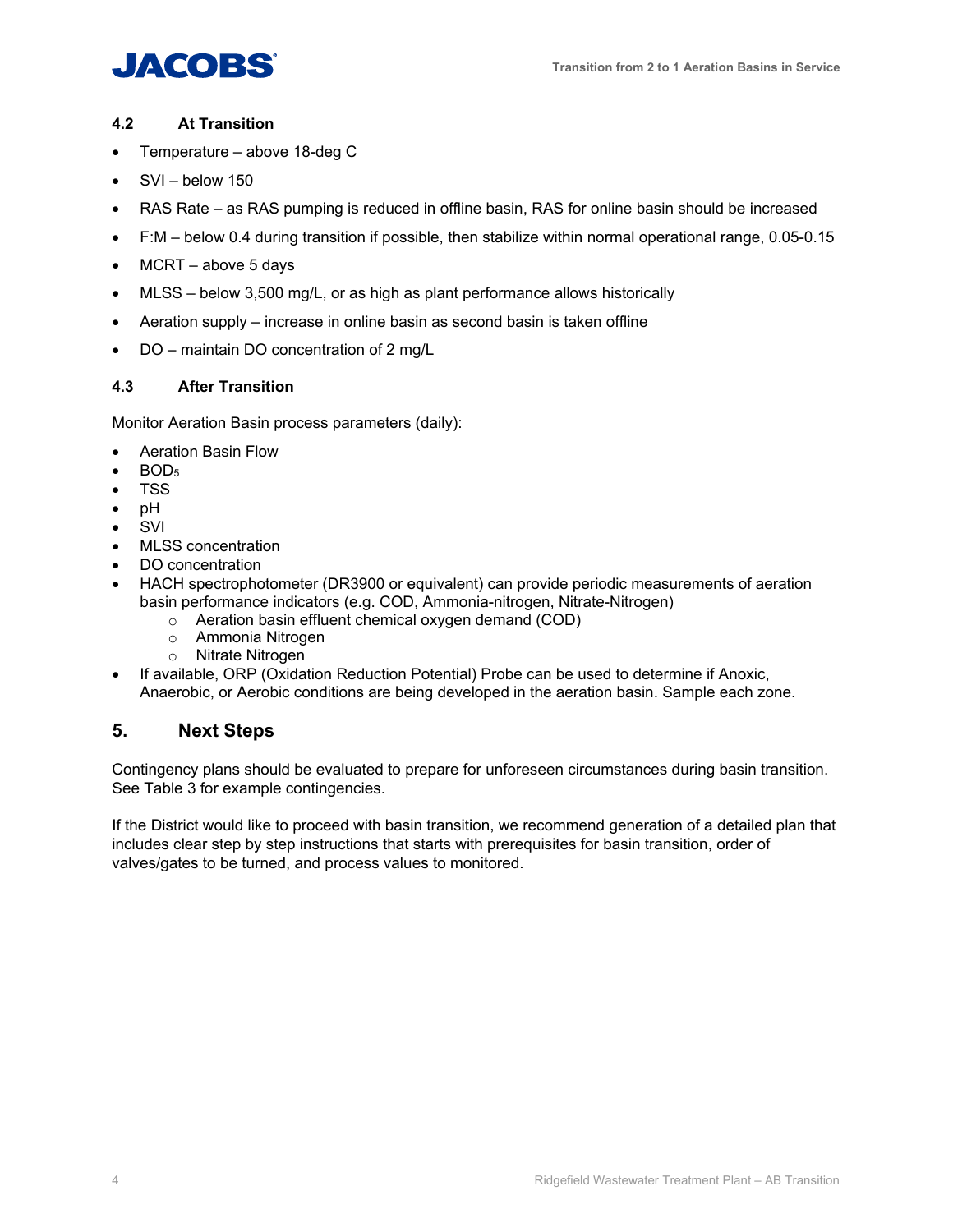### 4.2 At Transition

- Temperature – above 18-deg C
- SVI – below 150
- RAS Rate – as RAS pumping is reduced in offline basin, RAS for online basin should be increased
- F:M – below 0.4 during transition if possible, then stabilize within normal operational range, 0.05-0.15
- MCRT – above 5 days
- MLSS – below 3,500 mg/L, or as high as plant performance allows historically
- Aeration supply – increase in online basin as second basin is taken offline
- DO – maintain DO concentration of 2 mg/L

### 4.3 After Transition

Monitor Aeration Basin process parameters (daily):

- Aeration Basin Flow
- $BOD_5$
- TSS
- pH
- SVI
- MLSS concentration
- DO concentration
- HACH spectrophotometer (DR3900 or equivalent) can provide periodic measurements of aeration basin performance indicators (e.g. COD, Ammonia-nitrogen, Nitrate-Nitrogen)
  - Aeration basin effluent chemical oxygen demand (COD)
  - Ammonia Nitrogen
  - Nitrate Nitrogen
- If available, ORP (Oxidation Reduction Potential) Probe can be used to determine if Anoxic, Anaerobic, or Aerobic conditions are being developed in the aeration basin. Sample each zone.

## 5. Next Steps

Contingency plans should be evaluated to prepare for unforeseen circumstances during basin transition. See Table 3 for example contingencies.

If the District would like to proceed with basin transition, we recommend generation of a detailed plan that includes clear step by step instructions that starts with prerequisites for basin transition, order of valves/gates to be turned, and process values to monitored.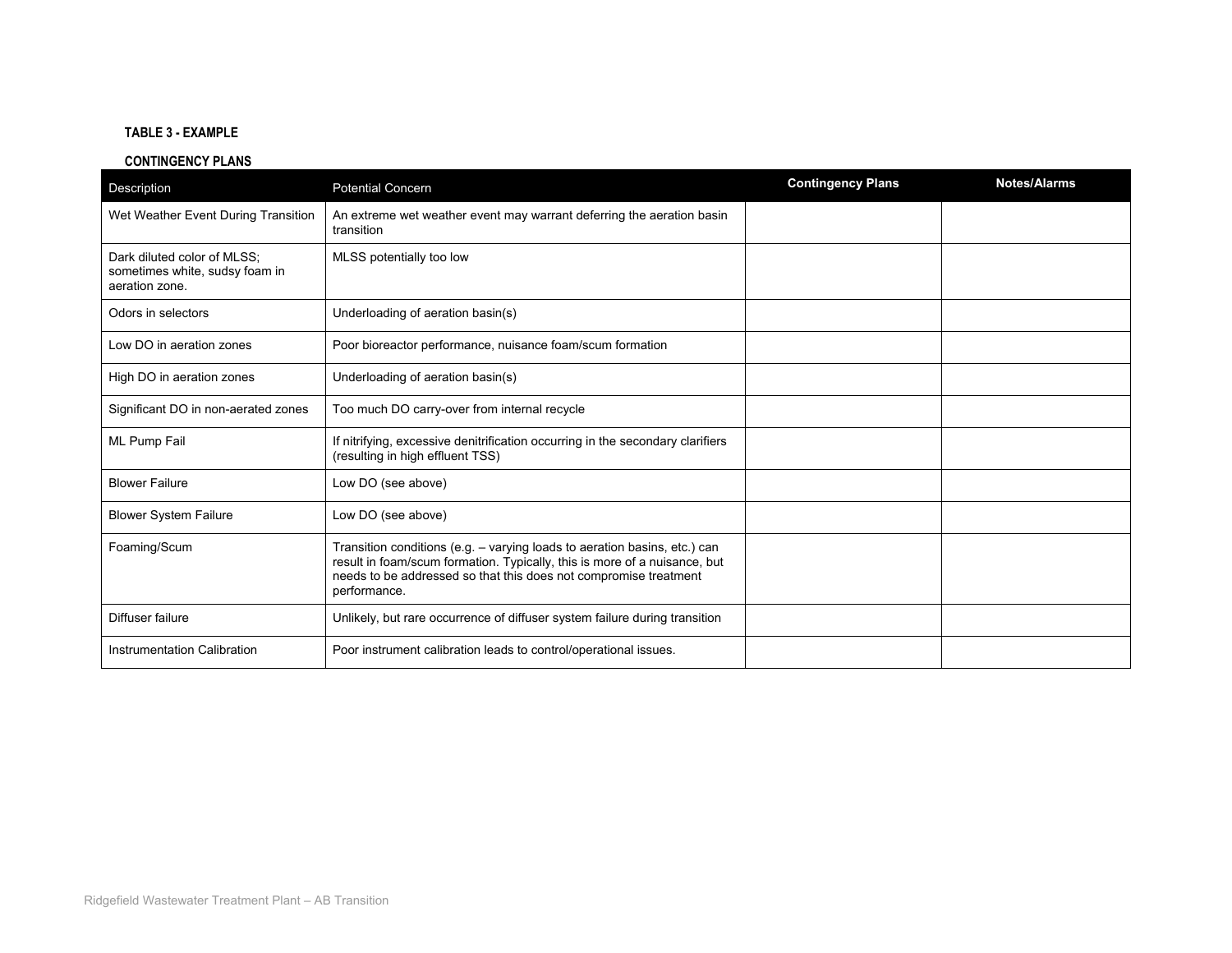**TABLE 3 - EXAMPLE**

**CONTINGENCY PLANS**

| Description | Potential Concern | Contingency Plans | Notes/Alarms |
|---|---|---|---|
| Wet Weather Event During Transition | An extreme wet weather event may warrant deferring the aeration basin transition | | |
| Dark diluted color of MLSS; sometimes white, sudsy foam in aeration zone. | MLSS potentially too low | | |
| Odors in selectors | Underloading of aeration basin(s) | | |
| Low DO in aeration zones | Poor bioreactor performance, nuisance foam/scum formation | | |
| High DO in aeration zones | Underloading of aeration basin(s) | | |
| Significant DO in non-aerated zones | Too much DO carry-over from internal recycle | | |
| ML Pump Fail | If nitrifying, excessive denitrification occurring in the secondary clarifiers (resulting in high effluent TSS) | | |
| Blower Failure | Low DO (see above) | | |
| Blower System Failure | Low DO (see above) | | |
| Foaming/Scum | Transition conditions (e.g. – varying loads to aeration basins, etc.) can result in foam/scum formation. Typically, this is more of a nuisance, but needs to be addressed so that this does not compromise treatment performance. | | |
| Diffuser failure | Unlikely, but rare occurrence of diffuser system failure during transition | | |
| Instrumentation Calibration | Poor instrument calibration leads to control/operational issues. | | |